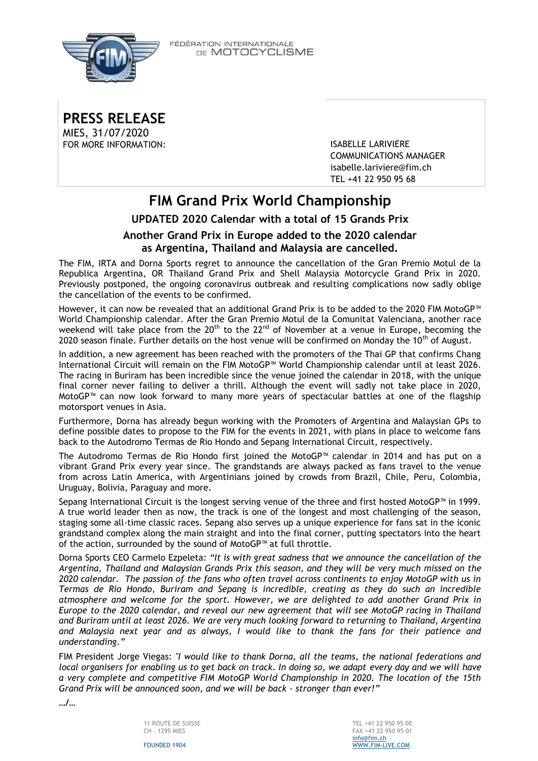FÉDÉRATION INTERNATIONALE DE MOTOCYCLISME

# PRESS RELEASE

MIES, 31/07/2020

FOR MORE INFORMATION:

ISABELLE LARIVIÈRE
COMMUNICATIONS MANAGER
isabelle.lariviere@fim.ch
TEL +41 22 950 95 68

## FIM Grand Prix World Championship

### UPDATED 2020 Calendar with a total of 15 Grands Prix

### Another Grand Prix in Europe added to the 2020 calendar as Argentina, Thailand and Malaysia are cancelled.

The FIM, IRTA and Dorna Sports regret to announce the cancellation of the Gran Premio Motul de la Republica Argentina, OR Thailand Grand Prix and Shell Malaysia Motorcycle Grand Prix in 2020. Previously postponed, the ongoing coronavirus outbreak and resulting complications now sadly oblige the cancellation of the events to be confirmed.

However, it can now be revealed that an additional Grand Prix is to be added to the 2020 FIM MotoGP™ World Championship calendar. After the Gran Premio Motul de la Comunitat Valenciana, another race weekend will take place from the 20th to the 22nd of November at a venue in Europe, becoming the 2020 season finale. Further details on the host venue will be confirmed on Monday the 10th of August.

In addition, a new agreement has been reached with the promoters of the Thai GP that confirms Chang International Circuit will remain on the FIM MotoGP™ World Championship calendar until at least 2026. The racing in Buriram has been incredible since the venue joined the calendar in 2018, with the unique final corner never failing to deliver a thrill. Although the event will sadly not take place in 2020, MotoGP™ can now look forward to many more years of spectacular battles at one of the flagship motorsport venues in Asia.

Furthermore, Dorna has already begun working with the Promoters of Argentina and Malaysian GPs to define possible dates to propose to the FIM for the events in 2021, with plans in place to welcome fans back to the Autodromo Termas de Rio Hondo and Sepang International Circuit, respectively.

The Autodromo Termas de Rio Hondo first joined the MotoGP™ calendar in 2014 and has put on a vibrant Grand Prix every year since. The grandstands are always packed as fans travel to the venue from across Latin America, with Argentinians joined by crowds from Brazil, Chile, Peru, Colombia, Uruguay, Bolivia, Paraguay and more.

Sepang International Circuit is the longest serving venue of the three and first hosted MotoGP™ in 1999. A true world leader then as now, the track is one of the longest and most challenging of the season, staging some all-time classic races. Sepang also serves up a unique experience for fans sat in the iconic grandstand complex along the main straight and into the final corner, putting spectators into the heart of the action, surrounded by the sound of MotoGP™ at full throttle.

Dorna Sports CEO Carmelo Ezpeleta: *"It is with great sadness that we announce the cancellation of the Argentina, Thailand and Malaysian Grands Prix this season, and they will be very much missed on the 2020 calendar. The passion of the fans who often travel across continents to enjoy MotoGP with us in Termas de Rio Hondo, Buriram and Sepang is incredible, creating as they do such an incredible atmosphere and welcome for the sport. However, we are delighted to add another Grand Prix in Europe to the 2020 calendar, and reveal our new agreement that will see MotoGP racing in Thailand and Buriram until at least 2026. We are very much looking forward to returning to Thailand, Argentina and Malaysia next year and as always, I would like to thank the fans for their patience and understanding."*

FIM President Jorge Viegas: *"I would like to thank Dorna, all the teams, the national federations and local organisers for enabling us to get back on track. In doing so, we adapt every day and we will have a very complete and competitive FIM MotoGP World Championship in 2020. The location of the 15th Grand Prix will be announced soon, and we will be back - stronger than ever!"*

…/…

11 ROUTE DE SUISSE
CH – 1295 MIES
FOUNDED 1904

TEL +41 22 950 95 00
FAX +41 22 950 95 01
info@fim.ch
WWW.FIM-LIVE.COM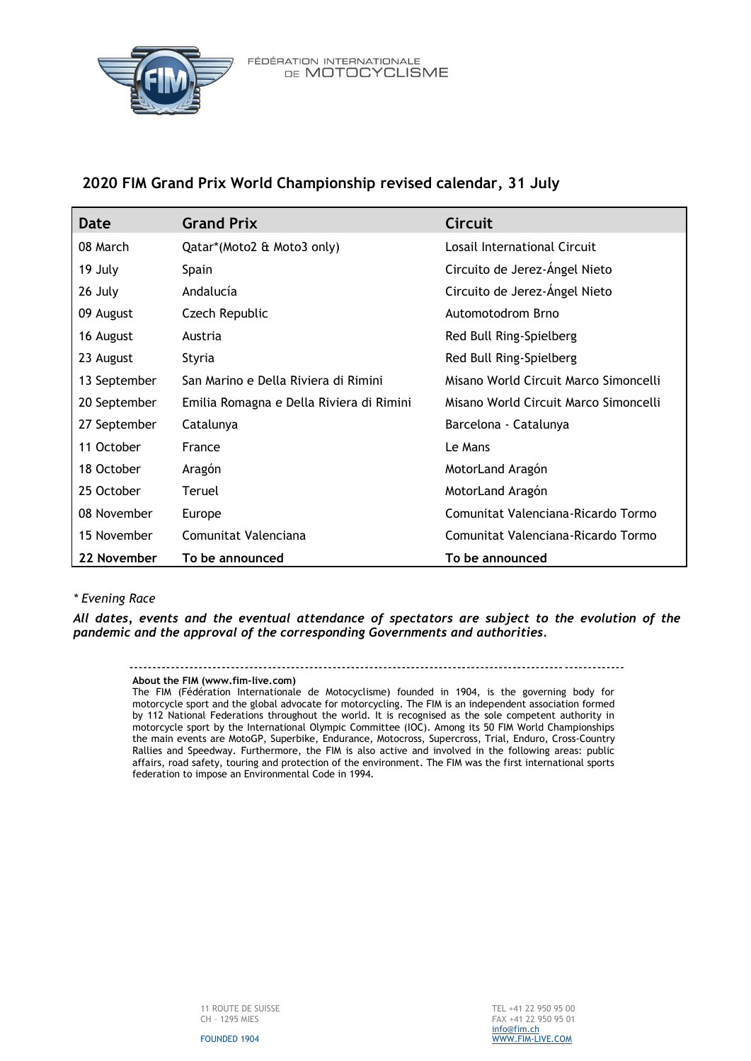FÉDÉRATION INTERNATIONALE DE MOTOCYCLISME

## 2020 FIM Grand Prix World Championship revised calendar, 31 July

| Date | Grand Prix | Circuit |
|---|---|---|
| 08 March | Qatar*(Moto2 & Moto3 only) | Losail International Circuit |
| 19 July | Spain | Circuito de Jerez-Ángel Nieto |
| 26 July | Andalucía | Circuito de Jerez-Ángel Nieto |
| 09 August | Czech Republic | Automotodrom Brno |
| 16 August | Austria | Red Bull Ring-Spielberg |
| 23 August | Styria | Red Bull Ring-Spielberg |
| 13 September | San Marino e Della Riviera di Rimini | Misano World Circuit Marco Simoncelli |
| 20 September | Emilia Romagna e Della Riviera di Rimini | Misano World Circuit Marco Simoncelli |
| 27 September | Catalunya | Barcelona - Catalunya |
| 11 October | France | Le Mans |
| 18 October | Aragón | MotorLand Aragón |
| 25 October | Teruel | MotorLand Aragón |
| 08 November | Europe | Comunitat Valenciana-Ricardo Tormo |
| 15 November | Comunitat Valenciana | Comunitat Valenciana-Ricardo Tormo |
| **22 November** | **To be announced** | **To be announced** |

*\* Evening Race*

***All dates, events and the eventual attendance of spectators are subject to the evolution of the pandemic and the approval of the corresponding Governments and authorities.***

---

**About the FIM (www.fim-live.com)**
The FIM (Fédération Internationale de Motocyclisme) founded in 1904, is the governing body for motorcycle sport and the global advocate for motorcycling. The FIM is an independent association formed by 112 National Federations throughout the world. It is recognised as the sole competent authority in motorcycle sport by the International Olympic Committee (IOC). Among its 50 FIM World Championships the main events are MotoGP, Superbike, Endurance, Motocross, Supercross, Trial, Enduro, Cross-Country Rallies and Speedway. Furthermore, the FIM is also active and involved in the following areas: public affairs, road safety, touring and protection of the environment. The FIM was the first international sports federation to impose an Environmental Code in 1994.

11 ROUTE DE SUISSE
CH – 1295 MIES

FOUNDED 1904

TEL +41 22 950 95 00
FAX +41 22 950 95 01
info@fim.ch
WWW.FIM-LIVE.COM